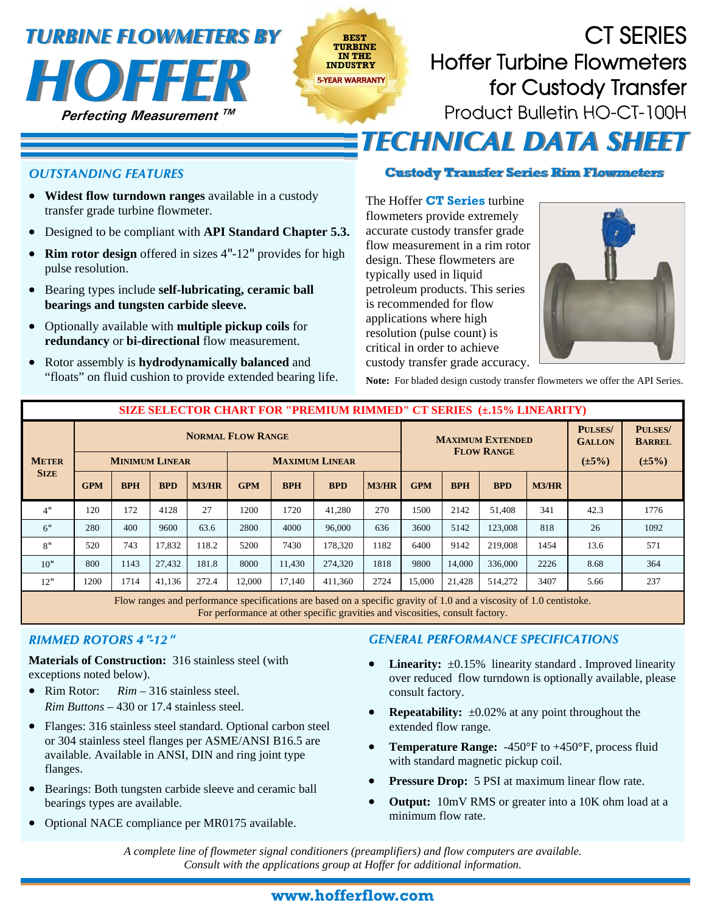# TURBINE FLOWMETERS BY HOFFER

*Perfecting Measurement ™*

BEST TURBINE IN THE INDUSTRY — 5-YEAR WARRANTY

# CT SERIES

## Hoffer Turbine Flowmeters for Custody Transfer

Product Bulletin HO-CT-100H

# TECHNICAL DATA SHEET

### *OUTSTANDING FEATURES*

- **Widest flow turndown ranges** available in a custody transfer grade turbine flowmeter.
- Designed to be compliant with **API Standard Chapter 5.3.**
- **Rim rotor design** offered in sizes 4"-12" provides for high pulse resolution.
- Bearing types include **self-lubricating, ceramic ball bearings and tungsten carbide sleeve.**
- Optionally available with **multiple pickup coils** for **redundancy** or **bi-directional** flow measurement.
- Rotor assembly is **hydrodynamically balanced** and "floats" on fluid cushion to provide extended bearing life.

### Custody Transfer Series Rim Flowmeters

The Hoffer **CT Series** turbine flowmeters provide extremely accurate custody transfer grade flow measurement in a rim rotor design. These flowmeters are typically used in liquid petroleum products. This series is recommended for flow applications where high resolution (pulse count) is critical in order to achieve custody transfer grade accuracy.

**Note:** For bladed design custody transfer flowmeters we offer the API Series.

**SIZE SELECTOR CHART FOR "PREMIUM RIMMED" CT SERIES (±.15% LINEARITY)**

| Meter Size | Normal Flow Range | | | | | | | | Maximum Extended Flow Range | | | | Pulses/ Gallon | Pulses/ Barrel |
|---|---|---|---|---|---|---|---|---|---|---|---|---|---|---|
| | Minimum Linear | | | | Maximum Linear | | | | | | | | (±5%) | (±5%) |
| | GPM | BPH | BPD | M3/HR | GPM | BPH | BPD | M3/HR | GPM | BPH | BPD | M3/HR | | |
| 4" | 120 | 172 | 4128 | 27 | 1200 | 1720 | 41,280 | 270 | 1500 | 2142 | 51,408 | 341 | 42.3 | 1776 |
| 6" | 280 | 400 | 9600 | 63.6 | 2800 | 4000 | 96,000 | 636 | 3600 | 5142 | 123,008 | 818 | 26 | 1092 |
| 8" | 520 | 743 | 17,832 | 118.2 | 5200 | 7430 | 178,320 | 1182 | 6400 | 9142 | 219,008 | 1454 | 13.6 | 571 |
| 10" | 800 | 1143 | 27,432 | 181.8 | 8000 | 11,430 | 274,320 | 1818 | 9800 | 14,000 | 336,000 | 2226 | 8.68 | 364 |
| 12" | 1200 | 1714 | 41,136 | 272.4 | 12,000 | 17,140 | 411,360 | 2724 | 15,000 | 21,428 | 514,272 | 3407 | 5.66 | 237 |

Flow ranges and performance specifications are based on a specific gravity of 1.0 and a viscosity of 1.0 centistoke.
For performance at other specific gravities and viscosities, consult factory.

### *RIMMED ROTORS 4"-12"*

**Materials of Construction:** 316 stainless steel (with exceptions noted below).

- Rim Rotor: *Rim* – 316 stainless steel.
  *Rim Buttons* – 430 or 17.4 stainless steel.
- Flanges: 316 stainless steel standard. Optional carbon steel or 304 stainless steel flanges per ASME/ANSI B16.5 are available. Available in ANSI, DIN and ring joint type flanges.
- Bearings: Both tungsten carbide sleeve and ceramic ball bearings types are available.
- Optional NACE compliance per MR0175 available.

### *GENERAL PERFORMANCE SPECIFICATIONS*

- **Linearity:** ±0.15% linearity standard . Improved linearity over reduced flow turndown is optionally available, please consult factory.
- **Repeatability:** ±0.02% at any point throughout the extended flow range.
- **Temperature Range:** -450°F to +450°F, process fluid with standard magnetic pickup coil.
- **Pressure Drop:** 5 PSI at maximum linear flow rate.
- **Output:** 10mV RMS or greater into a 10K ohm load at a minimum flow rate.

*A complete line of flowmeter signal conditioners (preamplifiers) and flow computers are available. Consult with the applications group at Hoffer for additional information.*

**www.hofferflow.com**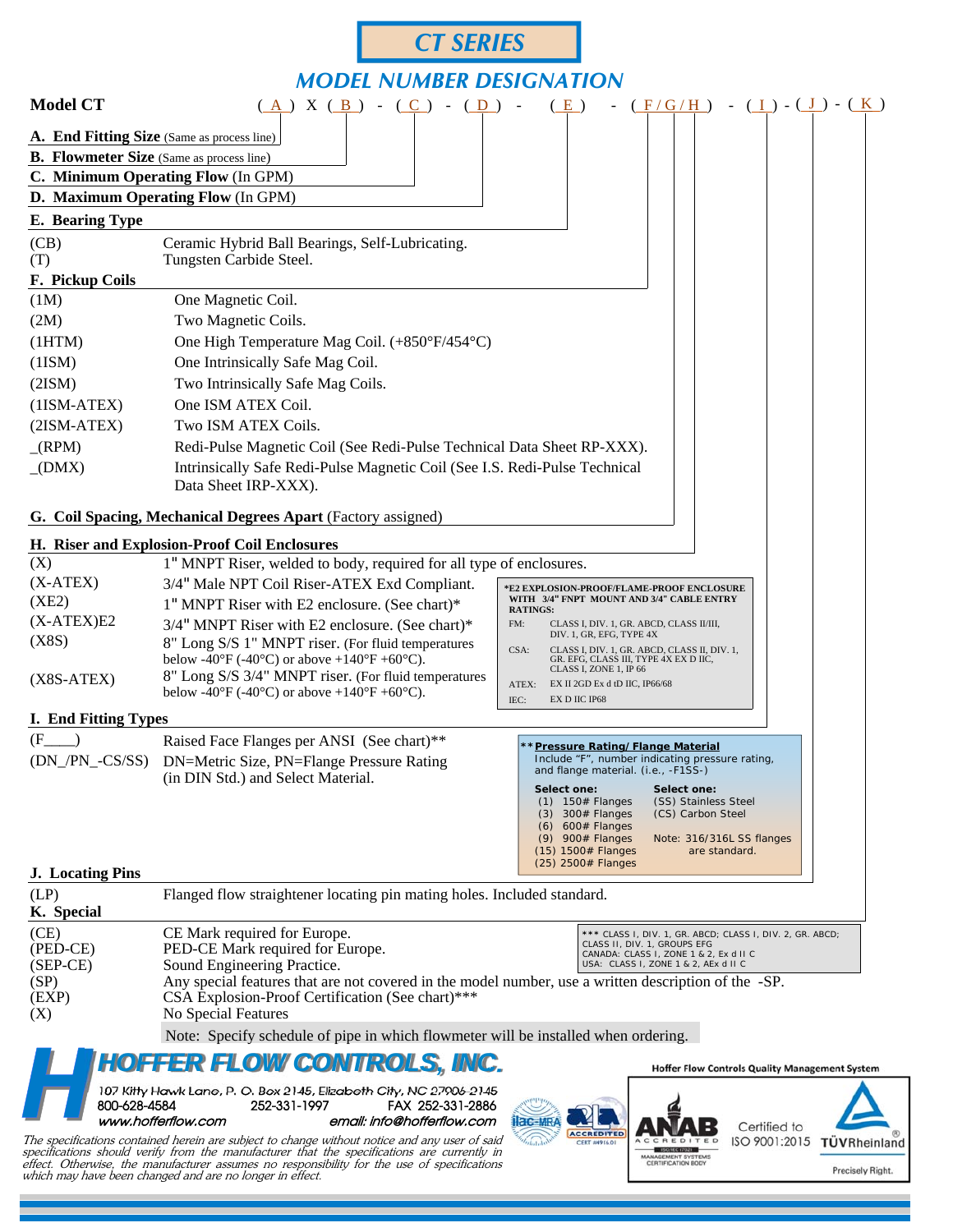# CT SERIES

## MODEL NUMBER DESIGNATION

**Model CT** ( A ) X ( B ) - ( C ) - ( D ) - ( E ) - ( F / G / H ) - ( I ) - ( J ) - ( K )

**A. End Fitting Size** (Same as process line)

**B. Flowmeter Size** (Same as process line)

**C. Minimum Operating Flow** (In GPM)

**D. Maximum Operating Flow** (In GPM)

**E. Bearing Type**

| | |
|---|---|
| (CB) | Ceramic Hybrid Ball Bearings, Self-Lubricating. |
| (T) | Tungsten Carbide Steel. |

**F. Pickup Coils**

| | |
|---|---|
| (1M) | One Magnetic Coil. |
| (2M) | Two Magnetic Coils. |
| (1HTM) | One High Temperature Mag Coil. (+850°F/454°C) |
| (1ISM) | One Intrinsically Safe Mag Coil. |
| (2ISM) | Two Intrinsically Safe Mag Coils. |
| (1ISM-ATEX) | One ISM ATEX Coil. |
| (2ISM-ATEX) | Two ISM ATEX Coils. |
| _(RPM) | Redi-Pulse Magnetic Coil (See Redi-Pulse Technical Data Sheet RP-XXX). |
| _(DMX) | Intrinsically Safe Redi-Pulse Magnetic Coil (See I.S. Redi-Pulse Technical Data Sheet IRP-XXX). |

**G. Coil Spacing, Mechanical Degrees Apart** (Factory assigned)

**H. Riser and Explosion-Proof Coil Enclosures**

| | |
|---|---|
| (X) | 1" MNPT Riser, welded to body, required for all type of enclosures. |
| (X-ATEX) | 3/4" Male NPT Coil Riser-ATEX Exd Compliant. |
| (XE2) | 1" MNPT Riser with E2 enclosure. (See chart)* |
| (X-ATEX)E2 | 3/4" MNPT Riser with E2 enclosure. (See chart)* |
| (X8S) | 8" Long S/S 1" MNPT riser. (For fluid temperatures below -40°F (-40°C) or above +140°F +60°C). |
| (X8S-ATEX) | 8" Long S/S 3/4" MNPT riser. (For fluid temperatures below -40°F (-40°C) or above +140°F +60°C). |

**\*E2 EXPLOSION-PROOF/FLAME-PROOF ENCLOSURE WITH 3/4" FNPT MOUNT AND 3/4" CABLE ENTRY RATINGS:**

| | |
|---|---|
| FM: | CLASS I, DIV. 1, GR. ABCD, CLASS II/III, DIV. 1, GR, EFG, TYPE 4X |
| CSA: | CLASS I, DIV. 1, GR. ABCD, CLASS II, DIV. 1, GR. EFG, CLASS III, TYPE 4X EX D IIC, CLASS I, ZONE 1, IP 66 |
| ATEX: | EX II 2GD Ex d tD IIC, IP66/68 |
| IEC: | EX D IIC IP68 |

**I. End Fitting Types**

| | |
|---|---|
| (F____) | Raised Face Flanges per ANSI (See chart)** |
| (DN_/PN_-CS/SS) | DN=Metric Size, PN=Flange Pressure Rating (in DIN Std.) and Select Material. |

****Pressure Rating/Flange Material**
Include "F", number indicating pressure rating, and flange material. (i.e., -F1SS-)

| Select one: | Select one: |
|---|---|
| (1) 150# Flanges | (SS) Stainless Steel |
| (3) 300# Flanges | (CS) Carbon Steel |
| (6) 600# Flanges | |
| (9) 900# Flanges | Note: 316/316L SS flanges are standard. |
| (15) 1500# Flanges | |
| (25) 2500# Flanges | |

**J. Locating Pins**

| | |
|---|---|
| (LP) | Flanged flow straightener locating pin mating holes. Included standard. |

**K. Special**

| | |
|---|---|
| (CE) | CE Mark required for Europe. |
| (PED-CE) | PED-CE Mark required for Europe. |
| (SEP-CE) | Sound Engineering Practice. |
| (SP) | Any special features that are not covered in the model number, use a written description of the -SP. |
| (EXP) | CSA Explosion-Proof Certification (See chart)*** |
| (X) | No Special Features |

*** CLASS I, DIV. 1, GR. ABCD; CLASS I, DIV. 2, GR. ABCD; CLASS II, DIV. 1, GROUPS EFG
CANADA: CLASS I, ZONE 1 & 2, Ex d II C
USA: CLASS I, ZONE 1 & 2, AEx d II C

Note: Specify schedule of pipe in which flowmeter will be installed when ordering.

**HOFFER FLOW CONTROLS, INC.**
107 Kitty Hawk Lane, P. O. Box 2145, Elizabeth City, NC 27906-2145
800-628-4584 252-331-1997 FAX 252-331-2886
www.hofferflow.com email: info@hofferflow.com

*The specifications contained herein are subject to change without notice and any user of said specifications should verify from the manufacturer that the specifications are currently in effect. Otherwise, the manufacturer assumes no responsibility for the use of specifications which may have been changed and are no longer in effect.*

Hoffer Flow Controls Quality Management System
Certified to ISO 9001:2015